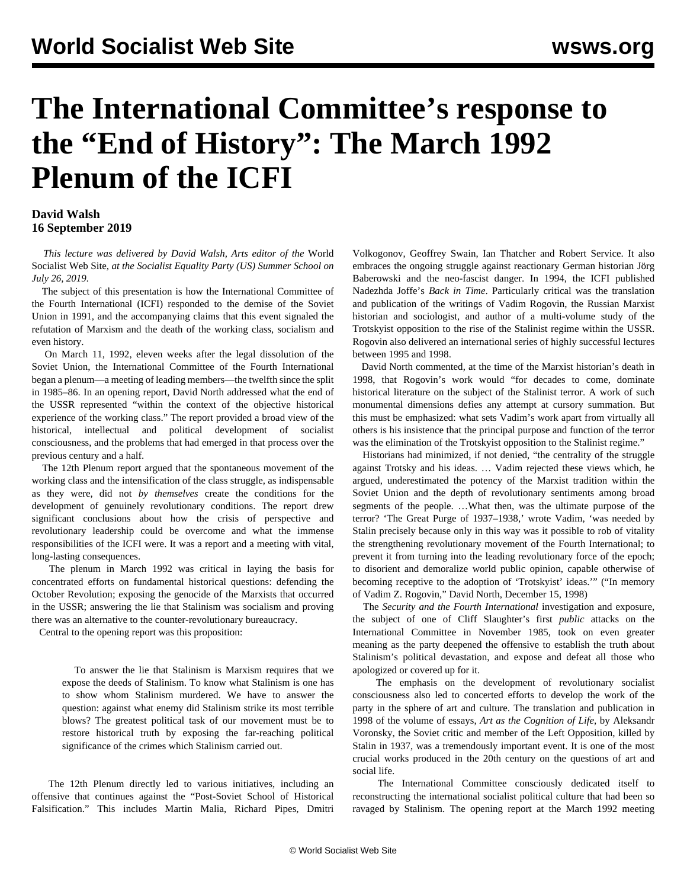# The International Committee's response to the "End of History": The March 1992 Plenum of the ICFI

**David Walsh**
**16 September 2019**

*This lecture was delivered by David Walsh, Arts editor of the* World Socialist Web Site*, at the Socialist Equality Party (US) Summer School on July 26, 2019.*

The subject of this presentation is how the International Committee of the Fourth International (ICFI) responded to the demise of the Soviet Union in 1991, and the accompanying claims that this event signaled the refutation of Marxism and the death of the working class, socialism and even history.

On March 11, 1992, eleven weeks after the legal dissolution of the Soviet Union, the International Committee of the Fourth International began a plenum—a meeting of leading members—the twelfth since the split in 1985–86. In an opening report, David North addressed what the end of the USSR represented "within the context of the objective historical experience of the working class." The report provided a broad view of the historical, intellectual and political development of socialist consciousness, and the problems that had emerged in that process over the previous century and a half.

The 12th Plenum report argued that the spontaneous movement of the working class and the intensification of the class struggle, as indispensable as they were, did not *by themselves* create the conditions for the development of genuinely revolutionary conditions. The report drew significant conclusions about how the crisis of perspective and revolutionary leadership could be overcome and what the immense responsibilities of the ICFI were. It was a report and a meeting with vital, long-lasting consequences.

The plenum in March 1992 was critical in laying the basis for concentrated efforts on fundamental historical questions: defending the October Revolution; exposing the genocide of the Marxists that occurred in the USSR; answering the lie that Stalinism was socialism and proving there was an alternative to the counter-revolutionary bureaucracy.

Central to the opening report was this proposition:

> To answer the lie that Stalinism is Marxism requires that we expose the deeds of Stalinism. To know what Stalinism is one has to show whom Stalinism murdered. We have to answer the question: against what enemy did Stalinism strike its most terrible blows? The greatest political task of our movement must be to restore historical truth by exposing the far-reaching political significance of the crimes which Stalinism carried out.

The 12th Plenum directly led to various initiatives, including an offensive that continues against the "Post-Soviet School of Historical Falsification." This includes Martin Malia, Richard Pipes, Dmitri Volkogonov, Geoffrey Swain, Ian Thatcher and Robert Service. It also embraces the ongoing struggle against reactionary German historian Jörg Baberowski and the neo-fascist danger. In 1994, the ICFI published Nadezhda Joffe's *Back in Time*. Particularly critical was the translation and publication of the writings of Vadim Rogovin, the Russian Marxist historian and sociologist, and author of a multi-volume study of the Trotskyist opposition to the rise of the Stalinist regime within the USSR. Rogovin also delivered an international series of highly successful lectures between 1995 and 1998.

David North commented, at the time of the Marxist historian's death in 1998, that Rogovin's work would "for decades to come, dominate historical literature on the subject of the Stalinist terror. A work of such monumental dimensions defies any attempt at cursory summation. But this must be emphasized: what sets Vadim's work apart from virtually all others is his insistence that the principal purpose and function of the terror was the elimination of the Trotskyist opposition to the Stalinist regime."

Historians had minimized, if not denied, "the centrality of the struggle against Trotsky and his ideas. … Vadim rejected these views which, he argued, underestimated the potency of the Marxist tradition within the Soviet Union and the depth of revolutionary sentiments among broad segments of the people. …What then, was the ultimate purpose of the terror? 'The Great Purge of 1937–1938,' wrote Vadim, 'was needed by Stalin precisely because only in this way was it possible to rob of vitality the strengthening revolutionary movement of the Fourth International; to prevent it from turning into the leading revolutionary force of the epoch; to disorient and demoralize world public opinion, capable otherwise of becoming receptive to the adoption of 'Trotskyist' ideas.'" ("In memory of Vadim Z. Rogovin," David North, December 15, 1998)

The *Security and the Fourth International* investigation and exposure, the subject of one of Cliff Slaughter's first *public* attacks on the International Committee in November 1985, took on even greater meaning as the party deepened the offensive to establish the truth about Stalinism's political devastation, and expose and defeat all those who apologized or covered up for it.

The emphasis on the development of revolutionary socialist consciousness also led to concerted efforts to develop the work of the party in the sphere of art and culture. The translation and publication in 1998 of the volume of essays, *Art as the Cognition of Life*, by Aleksandr Voronsky, the Soviet critic and member of the Left Opposition, killed by Stalin in 1937, was a tremendously important event. It is one of the most crucial works produced in the 20th century on the questions of art and social life.

The International Committee consciously dedicated itself to reconstructing the international socialist political culture that had been so ravaged by Stalinism. The opening report at the March 1992 meeting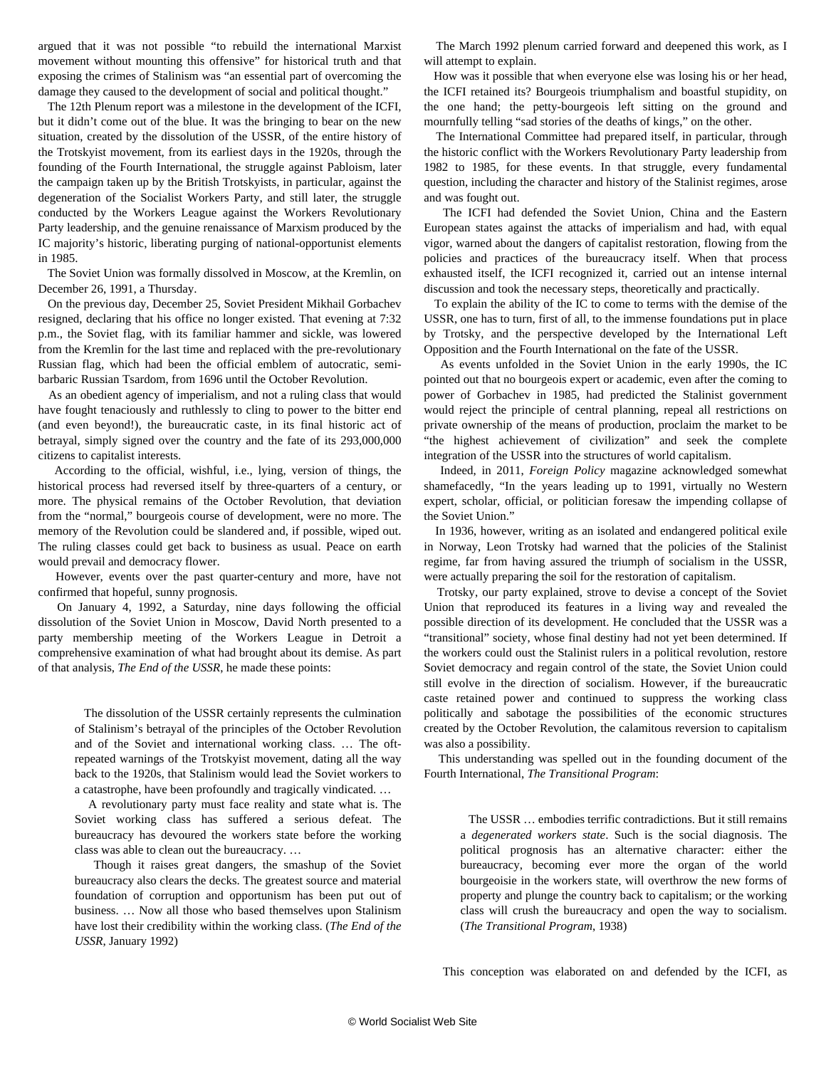argued that it was not possible "to rebuild the international Marxist movement without mounting this offensive" for historical truth and that exposing the crimes of Stalinism was "an essential part of overcoming the damage they caused to the development of social and political thought."

The 12th Plenum report was a milestone in the development of the ICFI, but it didn't come out of the blue. It was the bringing to bear on the new situation, created by the dissolution of the USSR, of the entire history of the Trotskyist movement, from its earliest days in the 1920s, through the founding of the Fourth International, the struggle against Pabloism, later the campaign taken up by the British Trotskyists, in particular, against the degeneration of the Socialist Workers Party, and still later, the struggle conducted by the Workers League against the Workers Revolutionary Party leadership, and the genuine renaissance of Marxism produced by the IC majority's historic, liberating purging of national-opportunist elements in 1985.

The Soviet Union was formally dissolved in Moscow, at the Kremlin, on December 26, 1991, a Thursday.

On the previous day, December 25, Soviet President Mikhail Gorbachev resigned, declaring that his office no longer existed. That evening at 7:32 p.m., the Soviet flag, with its familiar hammer and sickle, was lowered from the Kremlin for the last time and replaced with the pre-revolutionary Russian flag, which had been the official emblem of autocratic, semi-barbaric Russian Tsardom, from 1696 until the October Revolution.

As an obedient agency of imperialism, and not a ruling class that would have fought tenaciously and ruthlessly to cling to power to the bitter end (and even beyond!), the bureaucratic caste, in its final historic act of betrayal, simply signed over the country and the fate of its 293,000,000 citizens to capitalist interests.

According to the official, wishful, i.e., lying, version of things, the historical process had reversed itself by three-quarters of a century, or more. The physical remains of the October Revolution, that deviation from the "normal," bourgeois course of development, were no more. The memory of the Revolution could be slandered and, if possible, wiped out. The ruling classes could get back to business as usual. Peace on earth would prevail and democracy flower.

However, events over the past quarter-century and more, have not confirmed that hopeful, sunny prognosis.

On January 4, 1992, a Saturday, nine days following the official dissolution of the Soviet Union in Moscow, David North presented to a party membership meeting of the Workers League in Detroit a comprehensive examination of what had brought about its demise. As part of that analysis, *The End of the USSR*, he made these points:

> The dissolution of the USSR certainly represents the culmination of Stalinism's betrayal of the principles of the October Revolution and of the Soviet and international working class. … The oft-repeated warnings of the Trotskyist movement, dating all the way back to the 1920s, that Stalinism would lead the Soviet workers to a catastrophe, have been profoundly and tragically vindicated. …
>
> A revolutionary party must face reality and state what is. The Soviet working class has suffered a serious defeat. The bureaucracy has devoured the workers state before the working class was able to clean out the bureaucracy. …
>
> Though it raises great dangers, the smashup of the Soviet bureaucracy also clears the decks. The greatest source and material foundation of corruption and opportunism has been put out of business. … Now all those who based themselves upon Stalinism have lost their credibility within the working class. (*The End of the USSR*, January 1992)

The March 1992 plenum carried forward and deepened this work, as I will attempt to explain.

How was it possible that when everyone else was losing his or her head, the ICFI retained its? Bourgeois triumphalism and boastful stupidity, on the one hand; the petty-bourgeois left sitting on the ground and mournfully telling "sad stories of the deaths of kings," on the other.

The International Committee had prepared itself, in particular, through the historic conflict with the Workers Revolutionary Party leadership from 1982 to 1985, for these events. In that struggle, every fundamental question, including the character and history of the Stalinist regimes, arose and was fought out.

The ICFI had defended the Soviet Union, China and the Eastern European states against the attacks of imperialism and had, with equal vigor, warned about the dangers of capitalist restoration, flowing from the policies and practices of the bureaucracy itself. When that process exhausted itself, the ICFI recognized it, carried out an intense internal discussion and took the necessary steps, theoretically and practically.

To explain the ability of the IC to come to terms with the demise of the USSR, one has to turn, first of all, to the immense foundations put in place by Trotsky, and the perspective developed by the International Left Opposition and the Fourth International on the fate of the USSR.

As events unfolded in the Soviet Union in the early 1990s, the IC pointed out that no bourgeois expert or academic, even after the coming to power of Gorbachev in 1985, had predicted the Stalinist government would reject the principle of central planning, repeal all restrictions on private ownership of the means of production, proclaim the market to be "the highest achievement of civilization" and seek the complete integration of the USSR into the structures of world capitalism.

Indeed, in 2011, *Foreign Policy* magazine acknowledged somewhat shamefacedly, "In the years leading up to 1991, virtually no Western expert, scholar, official, or politician foresaw the impending collapse of the Soviet Union."

In 1936, however, writing as an isolated and endangered political exile in Norway, Leon Trotsky had warned that the policies of the Stalinist regime, far from having assured the triumph of socialism in the USSR, were actually preparing the soil for the restoration of capitalism.

Trotsky, our party explained, strove to devise a concept of the Soviet Union that reproduced its features in a living way and revealed the possible direction of its development. He concluded that the USSR was a "transitional" society, whose final destiny had not yet been determined. If the workers could oust the Stalinist rulers in a political revolution, restore Soviet democracy and regain control of the state, the Soviet Union could still evolve in the direction of socialism. However, if the bureaucratic caste retained power and continued to suppress the working class politically and sabotage the possibilities of the economic structures created by the October Revolution, the calamitous reversion to capitalism was also a possibility.

This understanding was spelled out in the founding document of the Fourth International, *The Transitional Program*:

> The USSR … embodies terrific contradictions. But it still remains a *degenerated workers state*. Such is the social diagnosis. The political prognosis has an alternative character: either the bureaucracy, becoming ever more the organ of the world bourgeoisie in the workers state, will overthrow the new forms of property and plunge the country back to capitalism; or the working class will crush the bureaucracy and open the way to socialism. (*The Transitional Program*, 1938)

This conception was elaborated on and defended by the ICFI, as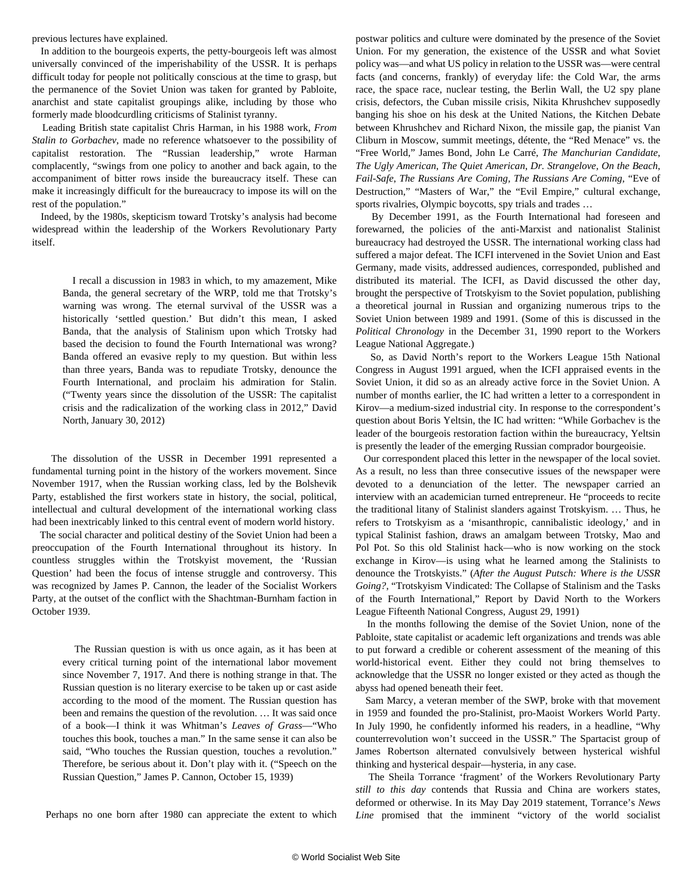previous lectures have explained.

In addition to the bourgeois experts, the petty-bourgeois left was almost universally convinced of the imperishability of the USSR. It is perhaps difficult today for people not politically conscious at the time to grasp, but the permanence of the Soviet Union was taken for granted by Pabloite, anarchist and state capitalist groupings alike, including by those who formerly made bloodcurdling criticisms of Stalinist tyranny.

Leading British state capitalist Chris Harman, in his 1988 work, *From Stalin to Gorbachev*, made no reference whatsoever to the possibility of capitalist restoration. The "Russian leadership," wrote Harman complacently, "swings from one policy to another and back again, to the accompaniment of bitter rows inside the bureaucracy itself. These can make it increasingly difficult for the bureaucracy to impose its will on the rest of the population."

Indeed, by the 1980s, skepticism toward Trotsky's analysis had become widespread within the leadership of the Workers Revolutionary Party itself.

> I recall a discussion in 1983 in which, to my amazement, Mike Banda, the general secretary of the WRP, told me that Trotsky's warning was wrong. The eternal survival of the USSR was a historically 'settled question.' But didn't this mean, I asked Banda, that the analysis of Stalinism upon which Trotsky had based the decision to found the Fourth International was wrong? Banda offered an evasive reply to my question. But within less than three years, Banda was to repudiate Trotsky, denounce the Fourth International, and proclaim his admiration for Stalin. ("Twenty years since the dissolution of the USSR: The capitalist crisis and the radicalization of the working class in 2012," David North, January 30, 2012)

The dissolution of the USSR in December 1991 represented a fundamental turning point in the history of the workers movement. Since November 1917, when the Russian working class, led by the Bolshevik Party, established the first workers state in history, the social, political, intellectual and cultural development of the international working class had been inextricably linked to this central event of modern world history.

The social character and political destiny of the Soviet Union had been a preoccupation of the Fourth International throughout its history. In countless struggles within the Trotskyist movement, the 'Russian Question' had been the focus of intense struggle and controversy. This was recognized by James P. Cannon, the leader of the Socialist Workers Party, at the outset of the conflict with the Shachtman-Burnham faction in October 1939.

> The Russian question is with us once again, as it has been at every critical turning point of the international labor movement since November 7, 1917. And there is nothing strange in that. The Russian question is no literary exercise to be taken up or cast aside according to the mood of the moment. The Russian question has been and remains the question of the revolution. … It was said once of a book—I think it was Whitman's *Leaves of Grass*—"Who touches this book, touches a man." In the same sense it can also be said, "Who touches the Russian question, touches a revolution." Therefore, be serious about it. Don't play with it. ("Speech on the Russian Question," James P. Cannon, October 15, 1939)

Perhaps no one born after 1980 can appreciate the extent to which postwar politics and culture were dominated by the presence of the Soviet Union. For my generation, the existence of the USSR and what Soviet policy was—and what US policy in relation to the USSR was—were central facts (and concerns, frankly) of everyday life: the Cold War, the arms race, the space race, nuclear testing, the Berlin Wall, the U2 spy plane crisis, defectors, the Cuban missile crisis, Nikita Khrushchev supposedly banging his shoe on his desk at the United Nations, the Kitchen Debate between Khrushchev and Richard Nixon, the missile gap, the pianist Van Cliburn in Moscow, summit meetings, détente, the "Red Menace" vs. the "Free World," James Bond, John Le Carré, *The Manchurian Candidate*, *The Ugly American*, *The Quiet American*, *Dr. Strangelove*, *On the Beach*, *Fail-Safe*, *The Russians Are Coming, The Russians Are Coming*, "Eve of Destruction," "Masters of War," the "Evil Empire," cultural exchange, sports rivalries, Olympic boycotts, spy trials and trades …

By December 1991, as the Fourth International had foreseen and forewarned, the policies of the anti-Marxist and nationalist Stalinist bureaucracy had destroyed the USSR. The international working class had suffered a major defeat. The ICFI intervened in the Soviet Union and East Germany, made visits, addressed audiences, corresponded, published and distributed its material. The ICFI, as David discussed the other day, brought the perspective of Trotskyism to the Soviet population, publishing a theoretical journal in Russian and organizing numerous trips to the Soviet Union between 1989 and 1991. (Some of this is discussed in the *Political Chronology* in the December 31, 1990 report to the Workers League National Aggregate.)

So, as David North's report to the Workers League 15th National Congress in August 1991 argued, when the ICFI appraised events in the Soviet Union, it did so as an already active force in the Soviet Union. A number of months earlier, the IC had written a letter to a correspondent in Kirov—a medium-sized industrial city. In response to the correspondent's question about Boris Yeltsin, the IC had written: "While Gorbachev is the leader of the bourgeois restoration faction within the bureaucracy, Yeltsin is presently the leader of the emerging Russian comprador bourgeoisie.

Our correspondent placed this letter in the newspaper of the local soviet. As a result, no less than three consecutive issues of the newspaper were devoted to a denunciation of the letter. The newspaper carried an interview with an academician turned entrepreneur. He "proceeds to recite the traditional litany of Stalinist slanders against Trotskyism. … Thus, he refers to Trotskyism as a 'misanthropic, cannibalistic ideology,' and in typical Stalinist fashion, draws an amalgam between Trotsky, Mao and Pol Pot. So this old Stalinist hack—who is now working on the stock exchange in Kirov—is using what he learned among the Stalinists to denounce the Trotskyists." (*After the August Putsch: Where is the USSR Going?*, "Trotskyism Vindicated: The Collapse of Stalinism and the Tasks of the Fourth International," Report by David North to the Workers League Fifteenth National Congress, August 29, 1991)

In the months following the demise of the Soviet Union, none of the Pabloite, state capitalist or academic left organizations and trends was able to put forward a credible or coherent assessment of the meaning of this world-historical event. Either they could not bring themselves to acknowledge that the USSR no longer existed or they acted as though the abyss had opened beneath their feet.

Sam Marcy, a veteran member of the SWP, broke with that movement in 1959 and founded the pro-Stalinist, pro-Maoist Workers World Party. In July 1990, he confidently informed his readers, in a headline, "Why counterrevolution won't succeed in the USSR." The Spartacist group of James Robertson alternated convulsively between hysterical wishful thinking and hysterical despair—hysteria, in any case.

The Sheila Torrance 'fragment' of the Workers Revolutionary Party *still to this day* contends that Russia and China are workers states, deformed or otherwise. In its May Day 2019 statement, Torrance's *News Line* promised that the imminent "victory of the world socialist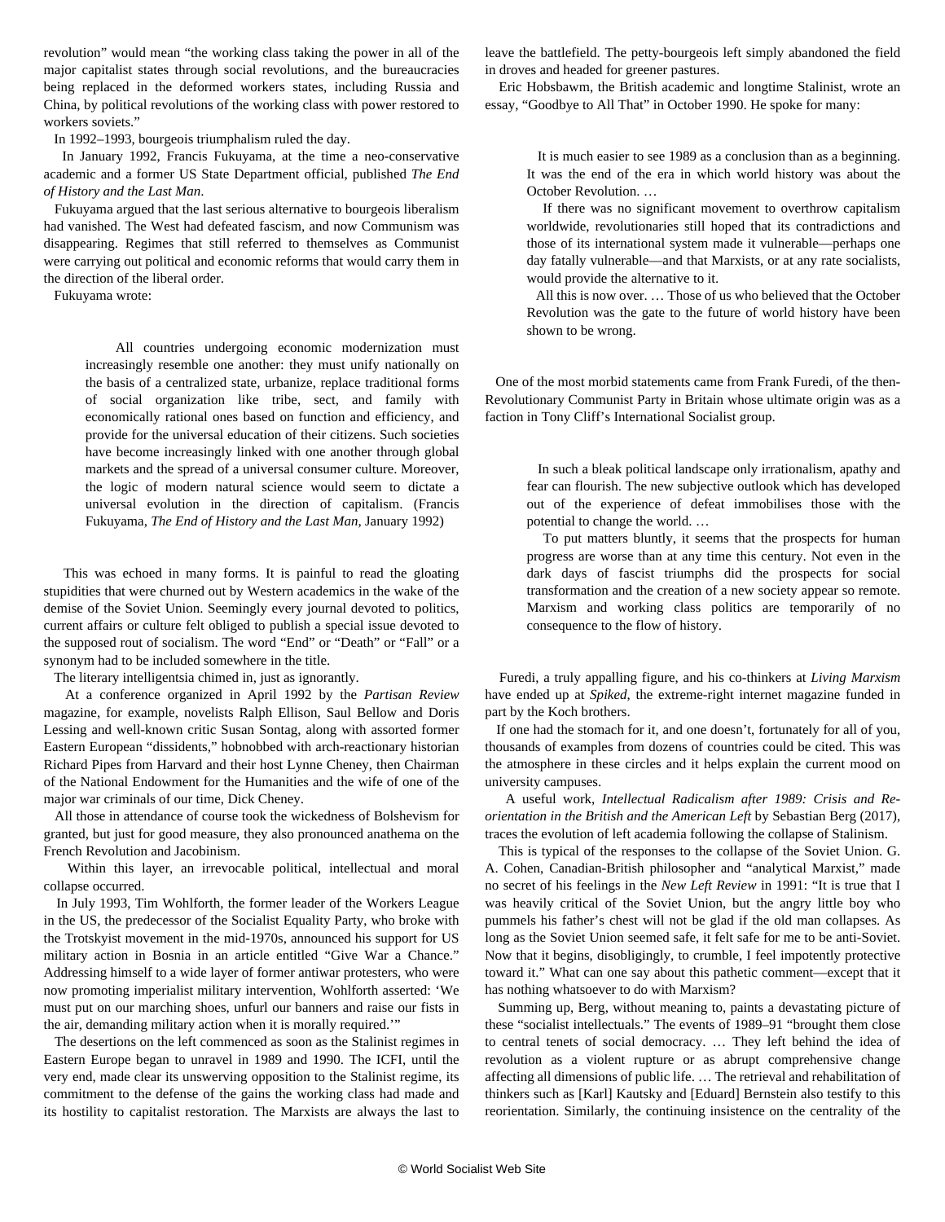revolution" would mean "the working class taking the power in all of the major capitalist states through social revolutions, and the bureaucracies being replaced in the deformed workers states, including Russia and China, by political revolutions of the working class with power restored to workers soviets."

In 1992–1993, bourgeois triumphalism ruled the day.

In January 1992, Francis Fukuyama, at the time a neo-conservative academic and a former US State Department official, published *The End of History and the Last Man*.

Fukuyama argued that the last serious alternative to bourgeois liberalism had vanished. The West had defeated fascism, and now Communism was disappearing. Regimes that still referred to themselves as Communist were carrying out political and economic reforms that would carry them in the direction of the liberal order.

Fukuyama wrote:

> All countries undergoing economic modernization must increasingly resemble one another: they must unify nationally on the basis of a centralized state, urbanize, replace traditional forms of social organization like tribe, sect, and family with economically rational ones based on function and efficiency, and provide for the universal education of their citizens. Such societies have become increasingly linked with one another through global markets and the spread of a universal consumer culture. Moreover, the logic of modern natural science would seem to dictate a universal evolution in the direction of capitalism. (Francis Fukuyama, *The End of History and the Last Man*, January 1992)

This was echoed in many forms. It is painful to read the gloating stupidities that were churned out by Western academics in the wake of the demise of the Soviet Union. Seemingly every journal devoted to politics, current affairs or culture felt obliged to publish a special issue devoted to the supposed rout of socialism. The word "End" or "Death" or "Fall" or a synonym had to be included somewhere in the title.

The literary intelligentsia chimed in, just as ignorantly.

At a conference organized in April 1992 by the *Partisan Review* magazine, for example, novelists Ralph Ellison, Saul Bellow and Doris Lessing and well-known critic Susan Sontag, along with assorted former Eastern European "dissidents," hobnobbed with arch-reactionary historian Richard Pipes from Harvard and their host Lynne Cheney, then Chairman of the National Endowment for the Humanities and the wife of one of the major war criminals of our time, Dick Cheney.

All those in attendance of course took the wickedness of Bolshevism for granted, but just for good measure, they also pronounced anathema on the French Revolution and Jacobinism.

Within this layer, an irrevocable political, intellectual and moral collapse occurred.

In July 1993, Tim Wohlforth, the former leader of the Workers League in the US, the predecessor of the Socialist Equality Party, who broke with the Trotskyist movement in the mid-1970s, announced his support for US military action in Bosnia in an article entitled "Give War a Chance." Addressing himself to a wide layer of former antiwar protesters, who were now promoting imperialist military intervention, Wohlforth asserted: 'We must put on our marching shoes, unfurl our banners and raise our fists in the air, demanding military action when it is morally required.'"

The desertions on the left commenced as soon as the Stalinist regimes in Eastern Europe began to unravel in 1989 and 1990. The ICFI, until the very end, made clear its unswerving opposition to the Stalinist regime, its commitment to the defense of the gains the working class had made and its hostility to capitalist restoration. The Marxists are always the last to leave the battlefield. The petty-bourgeois left simply abandoned the field in droves and headed for greener pastures.

Eric Hobsbawm, the British academic and longtime Stalinist, wrote an essay, "Goodbye to All That" in October 1990. He spoke for many:

> It is much easier to see 1989 as a conclusion than as a beginning. It was the end of the era in which world history was about the October Revolution. …
>
> If there was no significant movement to overthrow capitalism worldwide, revolutionaries still hoped that its contradictions and those of its international system made it vulnerable—perhaps one day fatally vulnerable—and that Marxists, or at any rate socialists, would provide the alternative to it.
>
> All this is now over. … Those of us who believed that the October Revolution was the gate to the future of world history have been shown to be wrong.

One of the most morbid statements came from Frank Furedi, of the then-Revolutionary Communist Party in Britain whose ultimate origin was as a faction in Tony Cliff's International Socialist group.

> In such a bleak political landscape only irrationalism, apathy and fear can flourish. The new subjective outlook which has developed out of the experience of defeat immobilises those with the potential to change the world. …
>
> To put matters bluntly, it seems that the prospects for human progress are worse than at any time this century. Not even in the dark days of fascist triumphs did the prospects for social transformation and the creation of a new society appear so remote. Marxism and working class politics are temporarily of no consequence to the flow of history.

Furedi, a truly appalling figure, and his co-thinkers at *Living Marxism* have ended up at *Spiked*, the extreme-right internet magazine funded in part by the Koch brothers.

If one had the stomach for it, and one doesn't, fortunately for all of you, thousands of examples from dozens of countries could be cited. This was the atmosphere in these circles and it helps explain the current mood on university campuses.

A useful work, *Intellectual Radicalism after 1989: Crisis and Re-orientation in the British and the American Left* by Sebastian Berg (2017), traces the evolution of left academia following the collapse of Stalinism.

This is typical of the responses to the collapse of the Soviet Union. G. A. Cohen, Canadian-British philosopher and "analytical Marxist," made no secret of his feelings in the *New Left Review* in 1991: "It is true that I was heavily critical of the Soviet Union, but the angry little boy who pummels his father's chest will not be glad if the old man collapses. As long as the Soviet Union seemed safe, it felt safe for me to be anti-Soviet. Now that it begins, disobligingly, to crumble, I feel impotently protective toward it." What can one say about this pathetic comment—except that it has nothing whatsoever to do with Marxism?

Summing up, Berg, without meaning to, paints a devastating picture of these "socialist intellectuals." The events of 1989–91 "brought them close to central tenets of social democracy. … They left behind the idea of revolution as a violent rupture or as abrupt comprehensive change affecting all dimensions of public life. … The retrieval and rehabilitation of thinkers such as [Karl] Kautsky and [Eduard] Bernstein also testify to this reorientation. Similarly, the continuing insistence on the centrality of the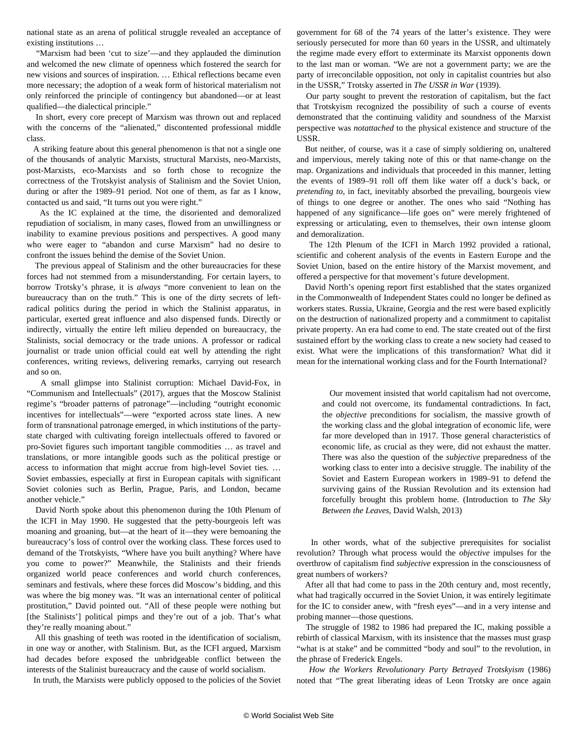national state as an arena of political struggle revealed an acceptance of existing institutions …

"Marxism had been 'cut to size'—and they applauded the diminution and welcomed the new climate of openness which fostered the search for new visions and sources of inspiration. … Ethical reflections became even more necessary; the adoption of a weak form of historical materialism not only reinforced the principle of contingency but abandoned—or at least qualified—the dialectical principle."

In short, every core precept of Marxism was thrown out and replaced with the concerns of the "alienated," discontented professional middle class.

A striking feature about this general phenomenon is that not a single one of the thousands of analytic Marxists, structural Marxists, neo-Marxists, post-Marxists, eco-Marxists and so forth chose to recognize the correctness of the Trotskyist analysis of Stalinism and the Soviet Union, during or after the 1989–91 period. Not one of them, as far as I know, contacted us and said, "It turns out you were right."

As the IC explained at the time, the disoriented and demoralized repudiation of socialism, in many cases, flowed from an unwillingness or inability to examine previous positions and perspectives. A good many who were eager to "abandon and curse Marxism" had no desire to confront the issues behind the demise of the Soviet Union.

The previous appeal of Stalinism and the other bureaucracies for these forces had not stemmed from a misunderstanding. For certain layers, to borrow Trotsky's phrase, it is *always* "more convenient to lean on the bureaucracy than on the truth." This is one of the dirty secrets of left-radical politics during the period in which the Stalinist apparatus, in particular, exerted great influence and also dispensed funds. Directly or indirectly, virtually the entire left milieu depended on bureaucracy, the Stalinists, social democracy or the trade unions. A professor or radical journalist or trade union official could eat well by attending the right conferences, writing reviews, delivering remarks, carrying out research and so on.

A small glimpse into Stalinist corruption: Michael David-Fox, in "Communism and Intellectuals" (2017), argues that the Moscow Stalinist regime's "broader patterns of patronage"—including "outright economic incentives for intellectuals"—were "exported across state lines. A new form of transnational patronage emerged, in which institutions of the party-state charged with cultivating foreign intellectuals offered to favored or pro-Soviet figures such important tangible commodities … as travel and translations, or more intangible goods such as the political prestige or access to information that might accrue from high-level Soviet ties. … Soviet embassies, especially at first in European capitals with significant Soviet colonies such as Berlin, Prague, Paris, and London, became another vehicle."

David North spoke about this phenomenon during the 10th Plenum of the ICFI in May 1990. He suggested that the petty-bourgeois left was moaning and groaning, but—at the heart of it—they were bemoaning the bureaucracy's loss of control over the working class. These forces used to demand of the Trotskyists, "Where have you built anything? Where have you come to power?" Meanwhile, the Stalinists and their friends organized world peace conferences and world church conferences, seminars and festivals, where these forces did Moscow's bidding, and this was where the big money was. "It was an international center of political prostitution," David pointed out. "All of these people were nothing but [the Stalinists'] political pimps and they're out of a job. That's what they're really moaning about."

All this gnashing of teeth was rooted in the identification of socialism, in one way or another, with Stalinism. But, as the ICFI argued, Marxism had decades before exposed the unbridgeable conflict between the interests of the Stalinist bureaucracy and the cause of world socialism.

In truth, the Marxists were publicly opposed to the policies of the Soviet government for 68 of the 74 years of the latter's existence. They were seriously persecuted for more than 60 years in the USSR, and ultimately the regime made every effort to exterminate its Marxist opponents down to the last man or woman. "We are not a government party; we are the party of irreconcilable opposition, not only in capitalist countries but also in the USSR," Trotsky asserted in *The USSR in War* (1939).

Our party sought to prevent the restoration of capitalism, but the fact that Trotskyism recognized the possibility of such a course of events demonstrated that the continuing validity and soundness of the Marxist perspective was *notattached* to the physical existence and structure of the USSR.

But neither, of course, was it a case of simply soldiering on, unaltered and impervious, merely taking note of this or that name-change on the map. Organizations and individuals that proceeded in this manner, letting the events of 1989–91 roll off them like water off a duck's back, or *pretending to*, in fact, inevitably absorbed the prevailing, bourgeois view of things to one degree or another. The ones who said "Nothing has happened of any significance—life goes on" were merely frightened of expressing or articulating, even to themselves, their own intense gloom and demoralization.

The 12th Plenum of the ICFI in March 1992 provided a rational, scientific and coherent analysis of the events in Eastern Europe and the Soviet Union, based on the entire history of the Marxist movement, and offered a perspective for that movement's future development.

David North's opening report first established that the states organized in the Commonwealth of Independent States could no longer be defined as workers states. Russia, Ukraine, Georgia and the rest were based explicitly on the destruction of nationalized property and a commitment to capitalist private property. An era had come to end. The state created out of the first sustained effort by the working class to create a new society had ceased to exist. What were the implications of this transformation? What did it mean for the international working class and for the Fourth International?

> Our movement insisted that world capitalism had not overcome, and could not overcome, its fundamental contradictions. In fact, the *objective* preconditions for socialism, the massive growth of the working class and the global integration of economic life, were far more developed than in 1917. Those general characteristics of economic life, as crucial as they were, did not exhaust the matter. There was also the question of the *subjective* preparedness of the working class to enter into a decisive struggle. The inability of the Soviet and Eastern European workers in 1989–91 to defend the surviving gains of the Russian Revolution and its extension had forcefully brought this problem home. (Introduction to *The Sky Between the Leaves*, David Walsh, 2013)

In other words, what of the subjective prerequisites for socialist revolution? Through what process would the *objective* impulses for the overthrow of capitalism find *subjective* expression in the consciousness of great numbers of workers?

After all that had come to pass in the 20th century and, most recently, what had tragically occurred in the Soviet Union, it was entirely legitimate for the IC to consider anew, with "fresh eyes"—and in a very intense and probing manner—those questions.

The struggle of 1982 to 1986 had prepared the IC, making possible a rebirth of classical Marxism, with its insistence that the masses must grasp "what is at stake" and be committed "body and soul" to the revolution, in the phrase of Frederick Engels.

*How the Workers Revolutionary Party Betrayed Trotskyism* (1986) noted that "The great liberating ideas of Leon Trotsky are once again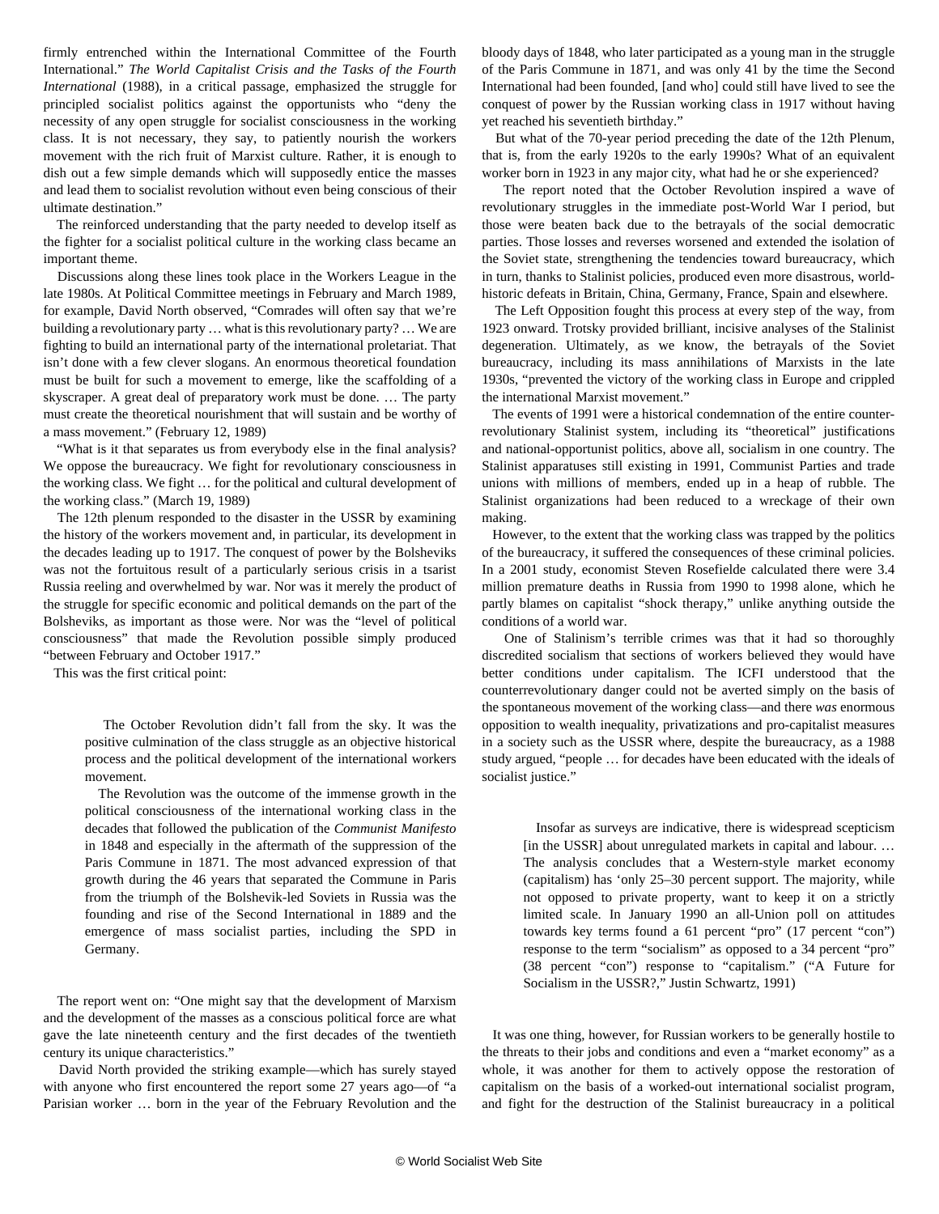firmly entrenched within the International Committee of the Fourth International." *The World Capitalist Crisis and the Tasks of the Fourth International* (1988), in a critical passage, emphasized the struggle for principled socialist politics against the opportunists who "deny the necessity of any open struggle for socialist consciousness in the working class. It is not necessary, they say, to patiently nourish the workers movement with the rich fruit of Marxist culture. Rather, it is enough to dish out a few simple demands which will supposedly entice the masses and lead them to socialist revolution without even being conscious of their ultimate destination."

The reinforced understanding that the party needed to develop itself as the fighter for a socialist political culture in the working class became an important theme.

Discussions along these lines took place in the Workers League in the late 1980s. At Political Committee meetings in February and March 1989, for example, David North observed, "Comrades will often say that we're building a revolutionary party … what is this revolutionary party? … We are fighting to build an international party of the international proletariat. That isn't done with a few clever slogans. An enormous theoretical foundation must be built for such a movement to emerge, like the scaffolding of a skyscraper. A great deal of preparatory work must be done. … The party must create the theoretical nourishment that will sustain and be worthy of a mass movement." (February 12, 1989)

"What is it that separates us from everybody else in the final analysis? We oppose the bureaucracy. We fight for revolutionary consciousness in the working class. We fight … for the political and cultural development of the working class." (March 19, 1989)

The 12th plenum responded to the disaster in the USSR by examining the history of the workers movement and, in particular, its development in the decades leading up to 1917. The conquest of power by the Bolsheviks was not the fortuitous result of a particularly serious crisis in a tsarist Russia reeling and overwhelmed by war. Nor was it merely the product of the struggle for specific economic and political demands on the part of the Bolsheviks, as important as those were. Nor was the "level of political consciousness" that made the Revolution possible simply produced "between February and October 1917."

This was the first critical point:

> The October Revolution didn't fall from the sky. It was the positive culmination of the class struggle as an objective historical process and the political development of the international workers movement.
>
> The Revolution was the outcome of the immense growth in the political consciousness of the international working class in the decades that followed the publication of the *Communist Manifesto* in 1848 and especially in the aftermath of the suppression of the Paris Commune in 1871. The most advanced expression of that growth during the 46 years that separated the Commune in Paris from the triumph of the Bolshevik-led Soviets in Russia was the founding and rise of the Second International in 1889 and the emergence of mass socialist parties, including the SPD in Germany.

The report went on: "One might say that the development of Marxism and the development of the masses as a conscious political force are what gave the late nineteenth century and the first decades of the twentieth century its unique characteristics."

David North provided the striking example—which has surely stayed with anyone who first encountered the report some 27 years ago—of "a Parisian worker … born in the year of the February Revolution and the bloody days of 1848, who later participated as a young man in the struggle of the Paris Commune in 1871, and was only 41 by the time the Second International had been founded, [and who] could still have lived to see the conquest of power by the Russian working class in 1917 without having yet reached his seventieth birthday."

But what of the 70-year period preceding the date of the 12th Plenum, that is, from the early 1920s to the early 1990s? What of an equivalent worker born in 1923 in any major city, what had he or she experienced?

The report noted that the October Revolution inspired a wave of revolutionary struggles in the immediate post-World War I period, but those were beaten back due to the betrayals of the social democratic parties. Those losses and reverses worsened and extended the isolation of the Soviet state, strengthening the tendencies toward bureaucracy, which in turn, thanks to Stalinist policies, produced even more disastrous, world-historic defeats in Britain, China, Germany, France, Spain and elsewhere.

The Left Opposition fought this process at every step of the way, from 1923 onward. Trotsky provided brilliant, incisive analyses of the Stalinist degeneration. Ultimately, as we know, the betrayals of the Soviet bureaucracy, including its mass annihilations of Marxists in the late 1930s, "prevented the victory of the working class in Europe and crippled the international Marxist movement."

The events of 1991 were a historical condemnation of the entire counter-revolutionary Stalinist system, including its "theoretical" justifications and national-opportunist politics, above all, socialism in one country. The Stalinist apparatuses still existing in 1991, Communist Parties and trade unions with millions of members, ended up in a heap of rubble. The Stalinist organizations had been reduced to a wreckage of their own making.

However, to the extent that the working class was trapped by the politics of the bureaucracy, it suffered the consequences of these criminal policies. In a 2001 study, economist Steven Rosefielde calculated there were 3.4 million premature deaths in Russia from 1990 to 1998 alone, which he partly blames on capitalist "shock therapy," unlike anything outside the conditions of a world war.

One of Stalinism's terrible crimes was that it had so thoroughly discredited socialism that sections of workers believed they would have better conditions under capitalism. The ICFI understood that the counterrevolutionary danger could not be averted simply on the basis of the spontaneous movement of the working class—and there *was* enormous opposition to wealth inequality, privatizations and pro-capitalist measures in a society such as the USSR where, despite the bureaucracy, as a 1988 study argued, "people … for decades have been educated with the ideals of socialist justice."

> Insofar as surveys are indicative, there is widespread scepticism [in the USSR] about unregulated markets in capital and labour. … The analysis concludes that a Western-style market economy (capitalism) has 'only 25–30 percent support. The majority, while not opposed to private property, want to keep it on a strictly limited scale. In January 1990 an all-Union poll on attitudes towards key terms found a 61 percent "pro" (17 percent "con") response to the term "socialism" as opposed to a 34 percent "pro" (38 percent "con") response to "capitalism." ("A Future for Socialism in the USSR?," Justin Schwartz, 1991)

It was one thing, however, for Russian workers to be generally hostile to the threats to their jobs and conditions and even a "market economy" as a whole, it was another for them to actively oppose the restoration of capitalism on the basis of a worked-out international socialist program, and fight for the destruction of the Stalinist bureaucracy in a political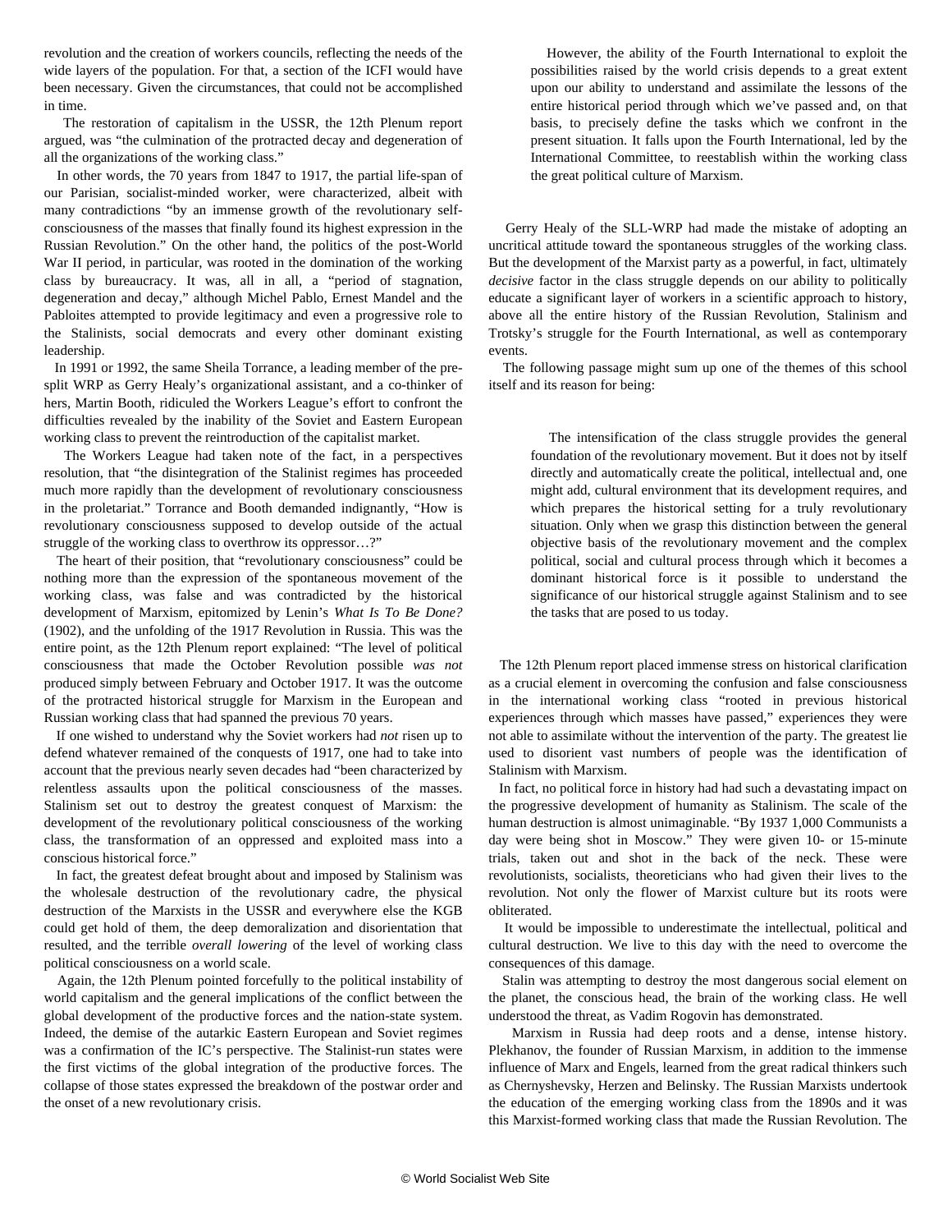revolution and the creation of workers councils, reflecting the needs of the wide layers of the population. For that, a section of the ICFI would have been necessary. Given the circumstances, that could not be accomplished in time.

The restoration of capitalism in the USSR, the 12th Plenum report argued, was "the culmination of the protracted decay and degeneration of all the organizations of the working class."

In other words, the 70 years from 1847 to 1917, the partial life-span of our Parisian, socialist-minded worker, were characterized, albeit with many contradictions "by an immense growth of the revolutionary self-consciousness of the masses that finally found its highest expression in the Russian Revolution." On the other hand, the politics of the post-World War II period, in particular, was rooted in the domination of the working class by bureaucracy. It was, all in all, a "period of stagnation, degeneration and decay," although Michel Pablo, Ernest Mandel and the Pabloites attempted to provide legitimacy and even a progressive role to the Stalinists, social democrats and every other dominant existing leadership.

In 1991 or 1992, the same Sheila Torrance, a leading member of the pre-split WRP as Gerry Healy's organizational assistant, and a co-thinker of hers, Martin Booth, ridiculed the Workers League's effort to confront the difficulties revealed by the inability of the Soviet and Eastern European working class to prevent the reintroduction of the capitalist market.

The Workers League had taken note of the fact, in a perspectives resolution, that "the disintegration of the Stalinist regimes has proceeded much more rapidly than the development of revolutionary consciousness in the proletariat." Torrance and Booth demanded indignantly, "How is revolutionary consciousness supposed to develop outside of the actual struggle of the working class to overthrow its oppressor…?"

The heart of their position, that "revolutionary consciousness" could be nothing more than the expression of the spontaneous movement of the working class, was false and was contradicted by the historical development of Marxism, epitomized by Lenin's *What Is To Be Done?* (1902), and the unfolding of the 1917 Revolution in Russia. This was the entire point, as the 12th Plenum report explained: "The level of political consciousness that made the October Revolution possible *was not* produced simply between February and October 1917. It was the outcome of the protracted historical struggle for Marxism in the European and Russian working class that had spanned the previous 70 years.

If one wished to understand why the Soviet workers had *not* risen up to defend whatever remained of the conquests of 1917, one had to take into account that the previous nearly seven decades had "been characterized by relentless assaults upon the political consciousness of the masses. Stalinism set out to destroy the greatest conquest of Marxism: the development of the revolutionary political consciousness of the working class, the transformation of an oppressed and exploited mass into a conscious historical force."

In fact, the greatest defeat brought about and imposed by Stalinism was the wholesale destruction of the revolutionary cadre, the physical destruction of the Marxists in the USSR and everywhere else the KGB could get hold of them, the deep demoralization and disorientation that resulted, and the terrible *overall lowering* of the level of working class political consciousness on a world scale.

Again, the 12th Plenum pointed forcefully to the political instability of world capitalism and the general implications of the conflict between the global development of the productive forces and the nation-state system. Indeed, the demise of the autarkic Eastern European and Soviet regimes was a confirmation of the IC's perspective. The Stalinist-run states were the first victims of the global integration of the productive forces. The collapse of those states expressed the breakdown of the postwar order and the onset of a new revolutionary crisis.

> However, the ability of the Fourth International to exploit the possibilities raised by the world crisis depends to a great extent upon our ability to understand and assimilate the lessons of the entire historical period through which we've passed and, on that basis, to precisely define the tasks which we confront in the present situation. It falls upon the Fourth International, led by the International Committee, to reestablish within the working class the great political culture of Marxism.

Gerry Healy of the SLL-WRP had made the mistake of adopting an uncritical attitude toward the spontaneous struggles of the working class. But the development of the Marxist party as a powerful, in fact, ultimately *decisive* factor in the class struggle depends on our ability to politically educate a significant layer of workers in a scientific approach to history, above all the entire history of the Russian Revolution, Stalinism and Trotsky's struggle for the Fourth International, as well as contemporary events.

The following passage might sum up one of the themes of this school itself and its reason for being:

> The intensification of the class struggle provides the general foundation of the revolutionary movement. But it does not by itself directly and automatically create the political, intellectual and, one might add, cultural environment that its development requires, and which prepares the historical setting for a truly revolutionary situation. Only when we grasp this distinction between the general objective basis of the revolutionary movement and the complex political, social and cultural process through which it becomes a dominant historical force is it possible to understand the significance of our historical struggle against Stalinism and to see the tasks that are posed to us today.

The 12th Plenum report placed immense stress on historical clarification as a crucial element in overcoming the confusion and false consciousness in the international working class "rooted in previous historical experiences through which masses have passed," experiences they were not able to assimilate without the intervention of the party. The greatest lie used to disorient vast numbers of people was the identification of Stalinism with Marxism.

In fact, no political force in history had had such a devastating impact on the progressive development of humanity as Stalinism. The scale of the human destruction is almost unimaginable. "By 1937 1,000 Communists a day were being shot in Moscow." They were given 10- or 15-minute trials, taken out and shot in the back of the neck. These were revolutionists, socialists, theoreticians who had given their lives to the revolution. Not only the flower of Marxist culture but its roots were obliterated.

It would be impossible to underestimate the intellectual, political and cultural destruction. We live to this day with the need to overcome the consequences of this damage.

Stalin was attempting to destroy the most dangerous social element on the planet, the conscious head, the brain of the working class. He well understood the threat, as Vadim Rogovin has demonstrated.

Marxism in Russia had deep roots and a dense, intense history. Plekhanov, the founder of Russian Marxism, in addition to the immense influence of Marx and Engels, learned from the great radical thinkers such as Chernyshevsky, Herzen and Belinsky. The Russian Marxists undertook the education of the emerging working class from the 1890s and it was this Marxist-formed working class that made the Russian Revolution. The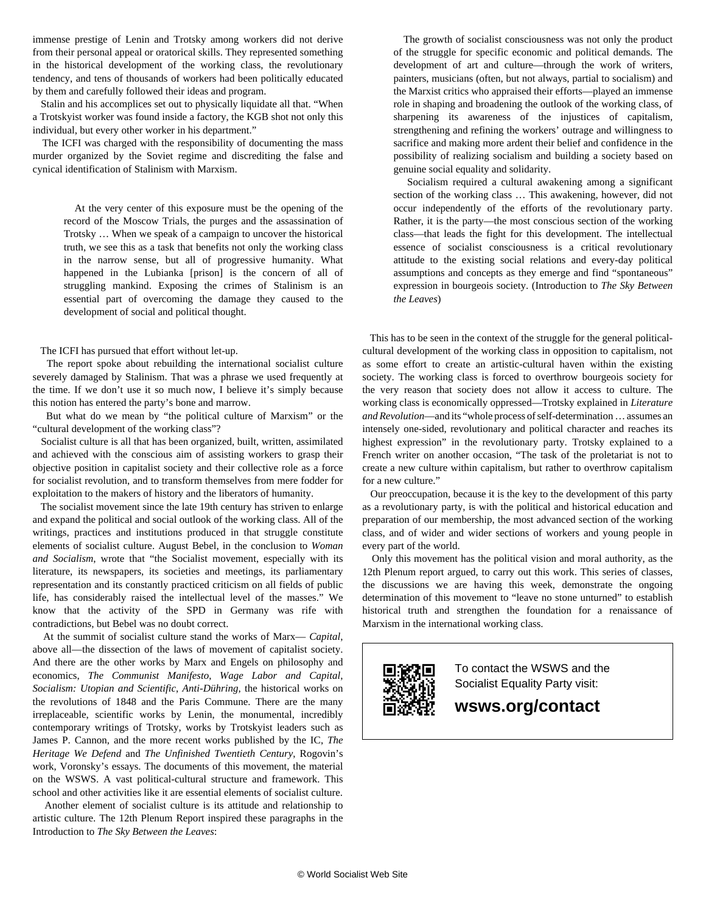immense prestige of Lenin and Trotsky among workers did not derive from their personal appeal or oratorical skills. They represented something in the historical development of the working class, the revolutionary tendency, and tens of thousands of workers had been politically educated by them and carefully followed their ideas and program.

Stalin and his accomplices set out to physically liquidate all that. "When a Trotskyist worker was found inside a factory, the KGB shot not only this individual, but every other worker in his department."

The ICFI was charged with the responsibility of documenting the mass murder organized by the Soviet regime and discrediting the false and cynical identification of Stalinism with Marxism.

> At the very center of this exposure must be the opening of the record of the Moscow Trials, the purges and the assassination of Trotsky … When we speak of a campaign to uncover the historical truth, we see this as a task that benefits not only the working class in the narrow sense, but all of progressive humanity. What happened in the Lubianka [prison] is the concern of all of struggling mankind. Exposing the crimes of Stalinism is an essential part of overcoming the damage they caused to the development of social and political thought.

The ICFI has pursued that effort without let-up.

The report spoke about rebuilding the international socialist culture severely damaged by Stalinism. That was a phrase we used frequently at the time. If we don't use it so much now, I believe it's simply because this notion has entered the party's bone and marrow.

But what do we mean by "the political culture of Marxism" or the "cultural development of the working class"?

Socialist culture is all that has been organized, built, written, assimilated and achieved with the conscious aim of assisting workers to grasp their objective position in capitalist society and their collective role as a force for socialist revolution, and to transform themselves from mere fodder for exploitation to the makers of history and the liberators of humanity.

The socialist movement since the late 19th century has striven to enlarge and expand the political and social outlook of the working class. All of the writings, practices and institutions produced in that struggle constitute elements of socialist culture. August Bebel, in the conclusion to *Woman and Socialism*, wrote that "the Socialist movement, especially with its literature, its newspapers, its societies and meetings, its parliamentary representation and its constantly practiced criticism on all fields of public life, has considerably raised the intellectual level of the masses." We know that the activity of the SPD in Germany was rife with contradictions, but Bebel was no doubt correct.

At the summit of socialist culture stand the works of Marx— *Capital*, above all—the dissection of the laws of movement of capitalist society. And there are the other works by Marx and Engels on philosophy and economics, *The Communist Manifesto*, *Wage Labor and Capital*, *Socialism: Utopian and Scientific*, *Anti-Dühring*, the historical works on the revolutions of 1848 and the Paris Commune. There are the many irreplaceable, scientific works by Lenin, the monumental, incredibly contemporary writings of Trotsky, works by Trotskyist leaders such as James P. Cannon, and the more recent works published by the IC, *The Heritage We Defend* and *The Unfinished Twentieth Century*, Rogovin's work, Voronsky's essays. The documents of this movement, the material on the WSWS. A vast political-cultural structure and framework. This school and other activities like it are essential elements of socialist culture.

Another element of socialist culture is its attitude and relationship to artistic culture. The 12th Plenum Report inspired these paragraphs in the Introduction to *The Sky Between the Leaves*:

> The growth of socialist consciousness was not only the product of the struggle for specific economic and political demands. The development of art and culture—through the work of writers, painters, musicians (often, but not always, partial to socialism) and the Marxist critics who appraised their efforts—played an immense role in shaping and broadening the outlook of the working class, of sharpening its awareness of the injustices of capitalism, strengthening and refining the workers' outrage and willingness to sacrifice and making more ardent their belief and confidence in the possibility of realizing socialism and building a society based on genuine social equality and solidarity.
>
> Socialism required a cultural awakening among a significant section of the working class … This awakening, however, did not occur independently of the efforts of the revolutionary party. Rather, it is the party—the most conscious section of the working class—that leads the fight for this development. The intellectual essence of socialist consciousness is a critical revolutionary attitude to the existing social relations and every-day political assumptions and concepts as they emerge and find "spontaneous" expression in bourgeois society. (Introduction to *The Sky Between the Leaves*)

This has to be seen in the context of the struggle for the general political-cultural development of the working class in opposition to capitalism, not as some effort to create an artistic-cultural haven within the existing society. The working class is forced to overthrow bourgeois society for the very reason that society does not allow it access to culture. The working class is economically oppressed—Trotsky explained in *Literature and Revolution*—and its "whole process of self-determination … assumes an intensely one-sided, revolutionary and political character and reaches its highest expression" in the revolutionary party. Trotsky explained to a French writer on another occasion, "The task of the proletariat is not to create a new culture within capitalism, but rather to overthrow capitalism for a new culture."

Our preoccupation, because it is the key to the development of this party as a revolutionary party, is with the political and historical education and preparation of our membership, the most advanced section of the working class, and of wider and wider sections of workers and young people in every part of the world.

Only this movement has the political vision and moral authority, as the 12th Plenum report argued, to carry out this work. This series of classes, the discussions we are having this week, demonstrate the ongoing determination of this movement to "leave no stone unturned" to establish historical truth and strengthen the foundation for a renaissance of Marxism in the international working class.

To contact the WSWS and the Socialist Equality Party visit:

**wsws.org/contact**